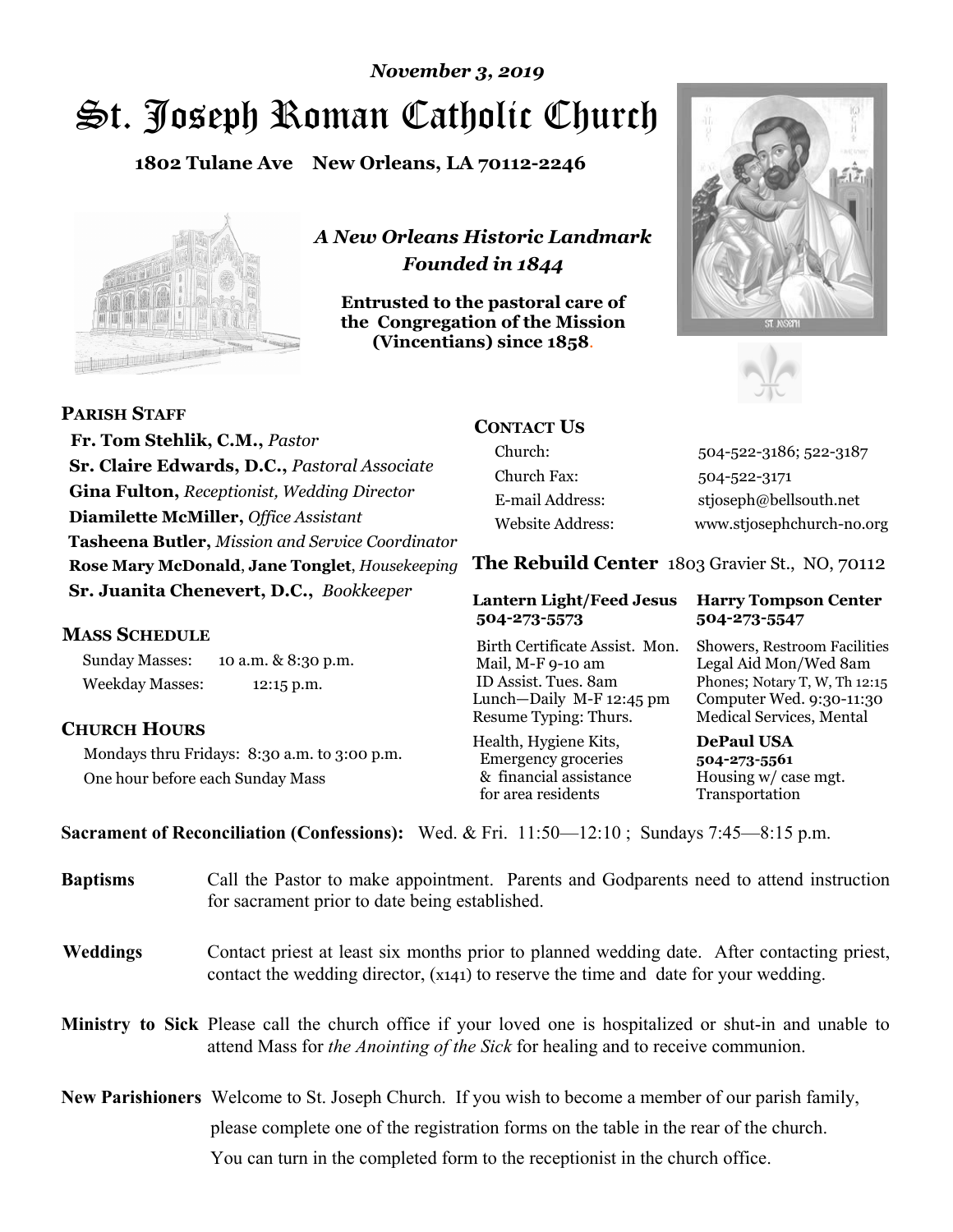*November 3, 2019*

# St. Joseph Roman Catholic Church

**1802 Tulane Ave New Orleans, LA 70112-2246**

*A New Orleans Historic Landmark*
*Founded in 1844*

**Entrusted to the pastoral care of the Congregation of the Mission (Vincentians) since 1858.**

## PARISH STAFF

**Fr. Tom Stehlik, C.M.,** *Pastor*
**Sr. Claire Edwards, D.C.,** *Pastoral Associate*
**Gina Fulton,** *Receptionist, Wedding Director*
**Diamilette McMiller,** *Office Assistant*
**Tasheena Butler,** *Mission and Service Coordinator*
**Rose Mary McDonald**, **Jane Tonglet**, *Housekeeping*
**Sr. Juanita Chenevert, D.C.,** *Bookkeeper*

## MASS SCHEDULE

Sunday Masses: 10 a.m. & 8:30 p.m.
Weekday Masses: 12:15 p.m.

## CHURCH HOURS

Mondays thru Fridays: 8:30 a.m. to 3:00 p.m.
One hour before each Sunday Mass

## CONTACT US

| | |
|---|---|
| Church: | 504-522-3186; 522-3187 |
| Church Fax: | 504-522-3171 |
| E-mail Address: | stjoseph@bellsouth.net |
| Website Address: | www.stjosephchurch-no.org |

**The Rebuild Center** 1803 Gravier St., NO, 70112

| **Lantern Light/Feed Jesus 504-273-5573** | **Harry Tompson Center 504-273-5547** |
|---|---|
| Birth Certificate Assist. Mon. Mail, M-F 9-10 am ID Assist. Tues. 8am Lunch—Daily M-F 12:45 pm Resume Typing: Thurs. | Showers, Restroom Facilities Legal Aid Mon/Wed 8am Phones; Notary T, W, Th 12:15 Computer Wed. 9:30-11:30 Medical Services, Mental |
| Health, Hygiene Kits, Emergency groceries & financial assistance for area residents | **DePaul USA 504-273-5561** Housing w/ case mgt. Transportation |

**Sacrament of Reconciliation (Confessions):** Wed. & Fri. 11:50—12:10 ; Sundays 7:45—8:15 p.m.

**Baptisms** Call the Pastor to make appointment. Parents and Godparents need to attend instruction for sacrament prior to date being established.

**Weddings** Contact priest at least six months prior to planned wedding date. After contacting priest, contact the wedding director, (x141) to reserve the time and date for your wedding.

**Ministry to Sick** Please call the church office if your loved one is hospitalized or shut-in and unable to attend Mass for *the Anointing of the Sick* for healing and to receive communion.

**New Parishioners** Welcome to St. Joseph Church. If you wish to become a member of our parish family, please complete one of the registration forms on the table in the rear of the church. You can turn in the completed form to the receptionist in the church office.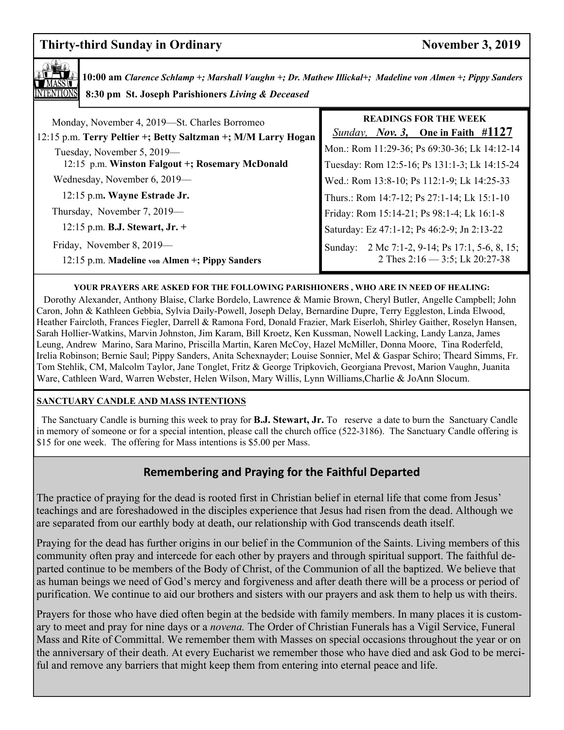## Thirty-third Sunday in Ordinary — November 3, 2019

**10:00 am** *Clarence Schlamp +; Marshall Vaughn +; Dr. Mathew Illickal+; Madeline von Almen +; Pippy Sanders*

**8:30 pm St. Joseph Parishioners** *Living & Deceased*

Monday, November 4, 2019—St. Charles Borromeo

12:15 p.m. **Terry Peltier +; Betty Saltzman +; M/M Larry Hogan**

Tuesday, November 5, 2019—

12:15 p.m. **Winston Falgout +; Rosemary McDonald**

Wednesday, November 6, 2019—

12:15 p.m**. Wayne Estrade Jr.**

Thursday, November 7, 2019—

12:15 p.m. **B.J. Stewart, Jr. +**

Friday, November 8, 2019—

12:15 p.m. **Madeline von Almen +; Pippy Sanders**

**READINGS FOR THE WEEK**

*Sunday, Nov. 3,* **One in Faith #1127**

Mon.: Rom 11:29-36; Ps 69:30-36; Lk 14:12-14

Tuesday: Rom 12:5-16; Ps 131:1-3; Lk 14:15-24

Wed.: Rom 13:8-10; Ps 112:1-9; Lk 14:25-33

Thurs.: Rom 14:7-12; Ps 27:1-14; Lk 15:1-10

Friday: Rom 15:14-21; Ps 98:1-4; Lk 16:1-8

Saturday: Ez 47:1-12; Ps 46:2-9; Jn 2:13-22

Sunday: 2 Mc 7:1-2, 9-14; Ps 17:1, 5-6, 8, 15; 2 Thes 2:16 — 3:5; Lk 20:27-38

**YOUR PRAYERS ARE ASKED FOR THE FOLLOWING PARISHIONERS , WHO ARE IN NEED OF HEALING:**

Dorothy Alexander, Anthony Blaise, Clarke Bordelo, Lawrence & Mamie Brown, Cheryl Butler, Angelle Campbell; John Caron, John & Kathleen Gebbia, Sylvia Daily-Powell, Joseph Delay, Bernardine Dupre, Terry Eggleston, Linda Elwood, Heather Faircloth, Frances Fiegler, Darrell & Ramona Ford, Donald Frazier, Mark Eiserloh, Shirley Gaither, Roselyn Hansen, Sarah Hollier-Watkins, Marvin Johnston, Jim Karam, Bill Kroetz, Ken Kussman, Nowell Lacking, Landy Lanza, James Leung, Andrew Marino, Sara Marino, Priscilla Martin, Karen McCoy, Hazel McMiller, Donna Moore, Tina Roderfeld, Irelia Robinson; Bernie Saul; Pippy Sanders, Anita Schexnayder; Louise Sonnier, Mel & Gaspar Schiro; Theard Simms, Fr. Tom Stehlik, CM, Malcolm Taylor, Jane Tonglet, Fritz & George Tripkovich, Georgiana Prevost, Marion Vaughn, Juanita Ware, Cathleen Ward, Warren Webster, Helen Wilson, Mary Willis, Lynn Williams,Charlie & JoAnn Slocum.

**SANCTUARY CANDLE AND MASS INTENTIONS**

The Sanctuary Candle is burning this week to pray for **B.J. Stewart, Jr.** To reserve a date to burn the Sanctuary Candle in memory of someone or for a special intention, please call the church office (522-3186). The Sanctuary Candle offering is $15 for one week. The offering for Mass intentions is $5.00 per Mass.

## Remembering and Praying for the Faithful Departed

The practice of praying for the dead is rooted first in Christian belief in eternal life that come from Jesus' teachings and are foreshadowed in the disciples experience that Jesus had risen from the dead. Although we are separated from our earthly body at death, our relationship with God transcends death itself.

Praying for the dead has further origins in our belief in the Communion of the Saints. Living members of this community often pray and intercede for each other by prayers and through spiritual support. The faithful departed continue to be members of the Body of Christ, of the Communion of all the baptized. We believe that as human beings we need of God's mercy and forgiveness and after death there will be a process or period of purification. We continue to aid our brothers and sisters with our prayers and ask them to help us with theirs.

Prayers for those who have died often begin at the bedside with family members. In many places it is customary to meet and pray for nine days or a *novena.* The Order of Christian Funerals has a Vigil Service, Funeral Mass and Rite of Committal. We remember them with Masses on special occasions throughout the year or on the anniversary of their death. At every Eucharist we remember those who have died and ask God to be merciful and remove any barriers that might keep them from entering into eternal peace and life.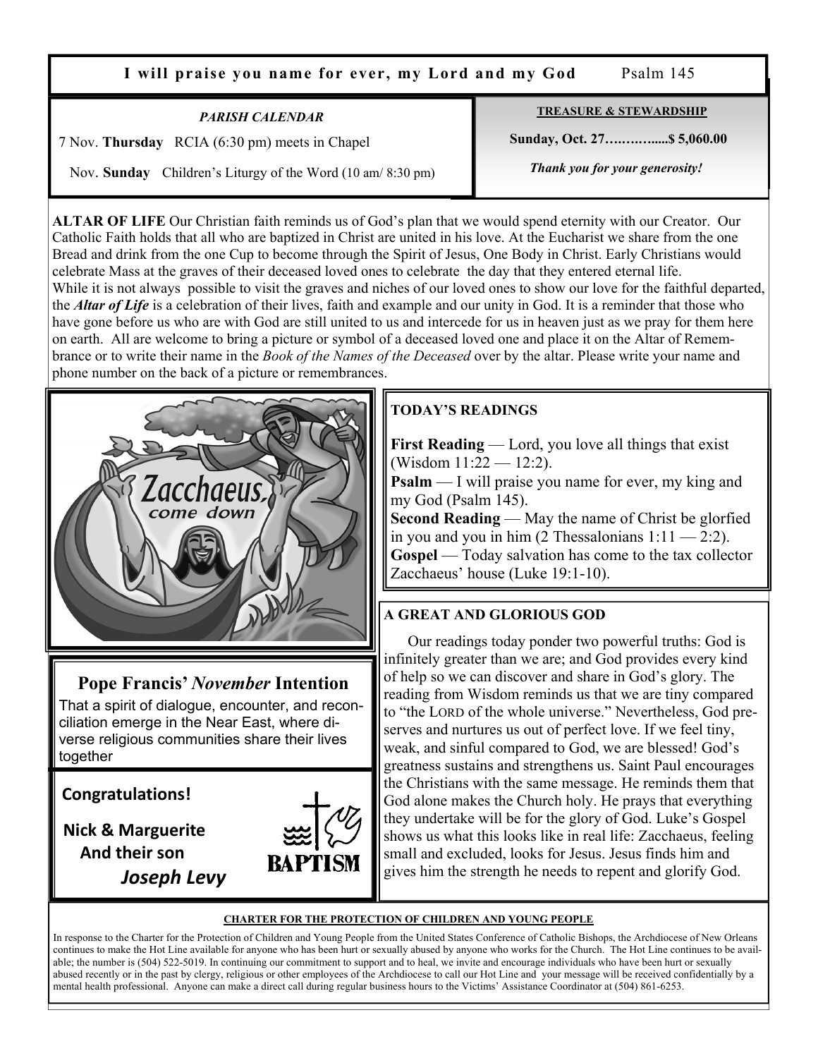**I will praise you name for ever, my Lord and my God** Psalm 145

*PARISH CALENDAR*

7 Nov. **Thursday** RCIA (6:30 pm) meets in Chapel

Nov. **Sunday** Children's Liturgy of the Word (10 am/ 8:30 pm)

**TREASURE & STEWARDSHIP**

**Sunday, Oct. 27…………....$ 5,060.00**

***Thank you for your generosity!***

**ALTAR OF LIFE** Our Christian faith reminds us of God's plan that we would spend eternity with our Creator. Our Catholic Faith holds that all who are baptized in Christ are united in his love. At the Eucharist we share from the one Bread and drink from the one Cup to become through the Spirit of Jesus, One Body in Christ. Early Christians would celebrate Mass at the graves of their deceased loved ones to celebrate the day that they entered eternal life.
While it is not always possible to visit the graves and niches of our loved ones to show our love for the faithful departed, the ***Altar of Life*** is a celebration of their lives, faith and example and our unity in God. It is a reminder that those who have gone before us who are with God are still united to us and intercede for us in heaven just as we pray for them here on earth. All are welcome to bring a picture or symbol of a deceased loved one and place it on the Altar of Remembrance or to write their name in the *Book of the Names of the Deceased* over by the altar. Please write your name and phone number on the back of a picture or remembrances.

**TODAY'S READINGS**

**First Reading** — Lord, you love all things that exist (Wisdom 11:22 — 12:2).
**Psalm** — I will praise you name for ever, my king and my God (Psalm 145).
**Second Reading** — May the name of Christ be glorfied in you and you in him (2 Thessalonians 1:11 — 2:2).
**Gospel** — Today salvation has come to the tax collector Zacchaeus' house (Luke 19:1-10).

**A GREAT AND GLORIOUS GOD**

Our readings today ponder two powerful truths: God is infinitely greater than we are; and God provides every kind of help so we can discover and share in God's glory. The reading from Wisdom reminds us that we are tiny compared to "the LORD of the whole universe." Nevertheless, God preserves and nurtures us out of perfect love. If we feel tiny, weak, and sinful compared to God, we are blessed! God's greatness sustains and strengthens us. Saint Paul encourages the Christians with the same message. He reminds them that God alone makes the Church holy. He prays that everything they undertake will be for the glory of God. Luke's Gospel shows us what this looks like in real life: Zacchaeus, feeling small and excluded, looks for Jesus. Jesus finds him and gives him the strength he needs to repent and glorify God.

**Pope Francis' *November* Intention**

That a spirit of dialogue, encounter, and reconciliation emerge in the Near East, where diverse religious communities share their lives together

**Congratulations!**

**Nick & Marguerite**
**And their son**
***Joseph Levy***

**BAPTISM**

**CHARTER FOR THE PROTECTION OF CHILDREN AND YOUNG PEOPLE**

In response to the Charter for the Protection of Children and Young People from the United States Conference of Catholic Bishops, the Archdiocese of New Orleans continues to make the Hot Line available for anyone who has been hurt or sexually abused by anyone who works for the Church. The Hot Line continues to be available; the number is (504) 522-5019. In continuing our commitment to support and to heal, we invite and encourage individuals who have been hurt or sexually abused recently or in the past by clergy, religious or other employees of the Archdiocese to call our Hot Line and your message will be received confidentially by a mental health professional. Anyone can make a direct call during regular business hours to the Victims' Assistance Coordinator at (504) 861-6253.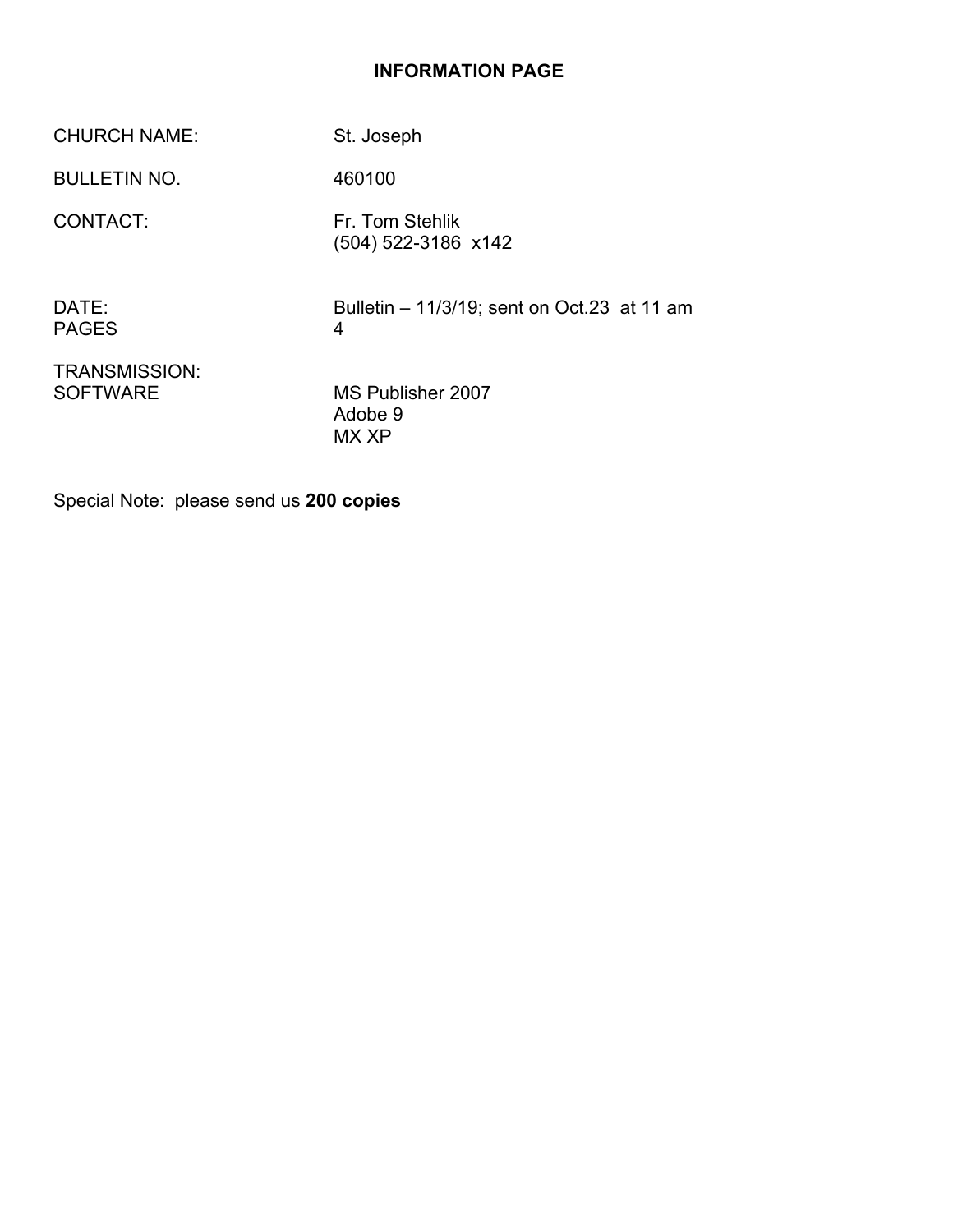# INFORMATION PAGE

| | |
|---|---|
| CHURCH NAME: | St. Joseph |
| BULLETIN NO. | 460100 |
| CONTACT: | Fr. Tom Stehlik<br>(504) 522-3186 x142 |
| DATE:<br>PAGES | Bulletin – 11/3/19; sent on Oct.23 at 11 am<br>4 |
| TRANSMISSION:<br>SOFTWARE | MS Publisher 2007<br>Adobe 9<br>MX XP |

Special Note: please send us **200 copies**